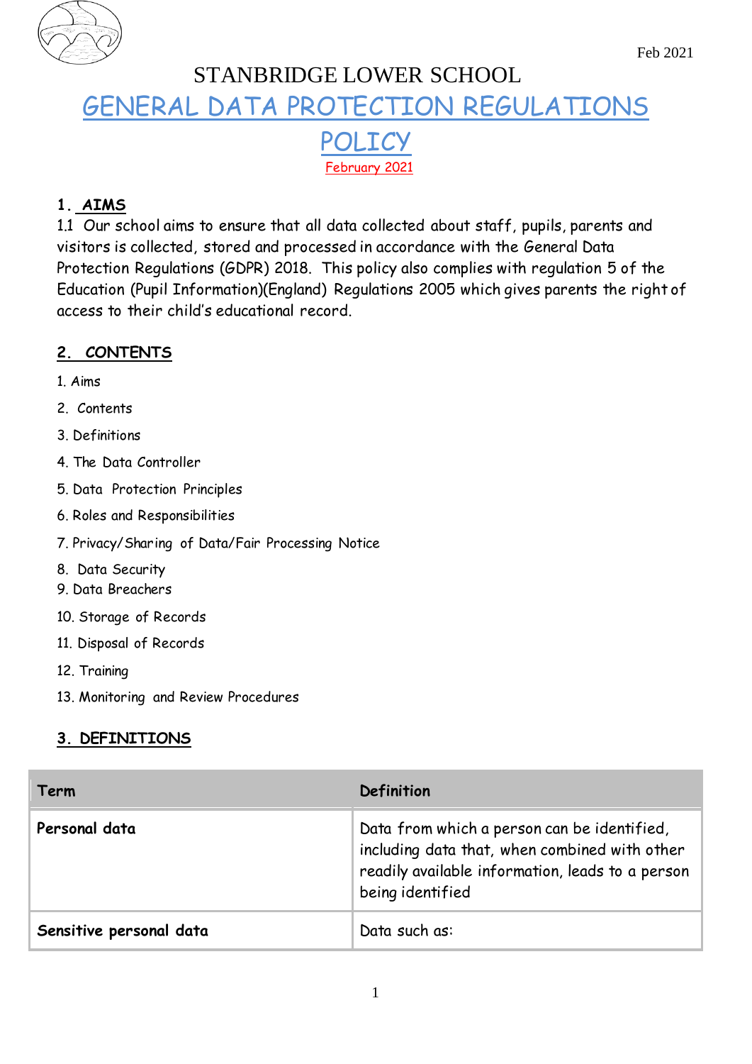Feb 2021

STANBRIDGE LOWER SCHOOL

# GENERAL DATA PROTECTION REGULATIONS POLICY

February 2021

## 1. AIMS

1.1 Our school aims to ensure that all data collected about staff, pupils, parents and visitors is collected, stored and processed in accordance with the General Data Protection Regulations (GDPR) 2018. This policy also complies with regulation 5 of the Education (Pupil Information)(England) Regulations 2005 which gives parents the right of access to their child's educational record.

## 2. CONTENTS

1. Aims
2. Contents
3. Definitions
4. The Data Controller
5. Data Protection Principles
6. Roles and Responsibilities
7. Privacy/Sharing of Data/Fair Processing Notice
8. Data Security
9. Data Breachers
10. Storage of Records
11. Disposal of Records
12. Training
13. Monitoring and Review Procedures

## 3. DEFINITIONS

| Term | Definition |
|---|---|
| **Personal data** | Data from which a person can be identified, including data that, when combined with other readily available information, leads to a person being identified |
| **Sensitive personal data** | Data such as: |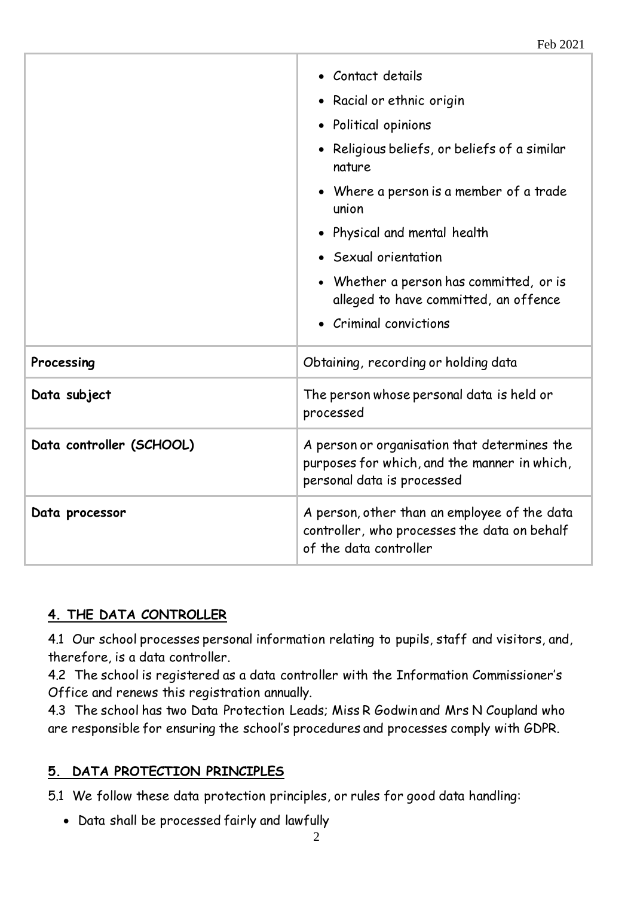| | |
|---|---|
| | • Contact details<br>• Racial or ethnic origin<br>• Political opinions<br>• Religious beliefs, or beliefs of a similar nature<br>• Where a person is a member of a trade union<br>• Physical and mental health<br>• Sexual orientation<br>• Whether a person has committed, or is alleged to have committed, an offence<br>• Criminal convictions |
| **Processing** | Obtaining, recording or holding data |
| **Data subject** | The person whose personal data is held or processed |
| **Data controller (SCHOOL)** | A person or organisation that determines the purposes for which, and the manner in which, personal data is processed |
| **Data processor** | A person, other than an employee of the data controller, who processes the data on behalf of the data controller |

## 4. THE DATA CONTROLLER

4.1 Our school processes personal information relating to pupils, staff and visitors, and, therefore, is a data controller.
4.2 The school is registered as a data controller with the Information Commissioner's Office and renews this registration annually.
4.3 The school has two Data Protection Leads; Miss R Godwin and Mrs N Coupland who are responsible for ensuring the school's procedures and processes comply with GDPR.

## 5. DATA PROTECTION PRINCIPLES

5.1 We follow these data protection principles, or rules for good data handling:

- Data shall be processed fairly and lawfully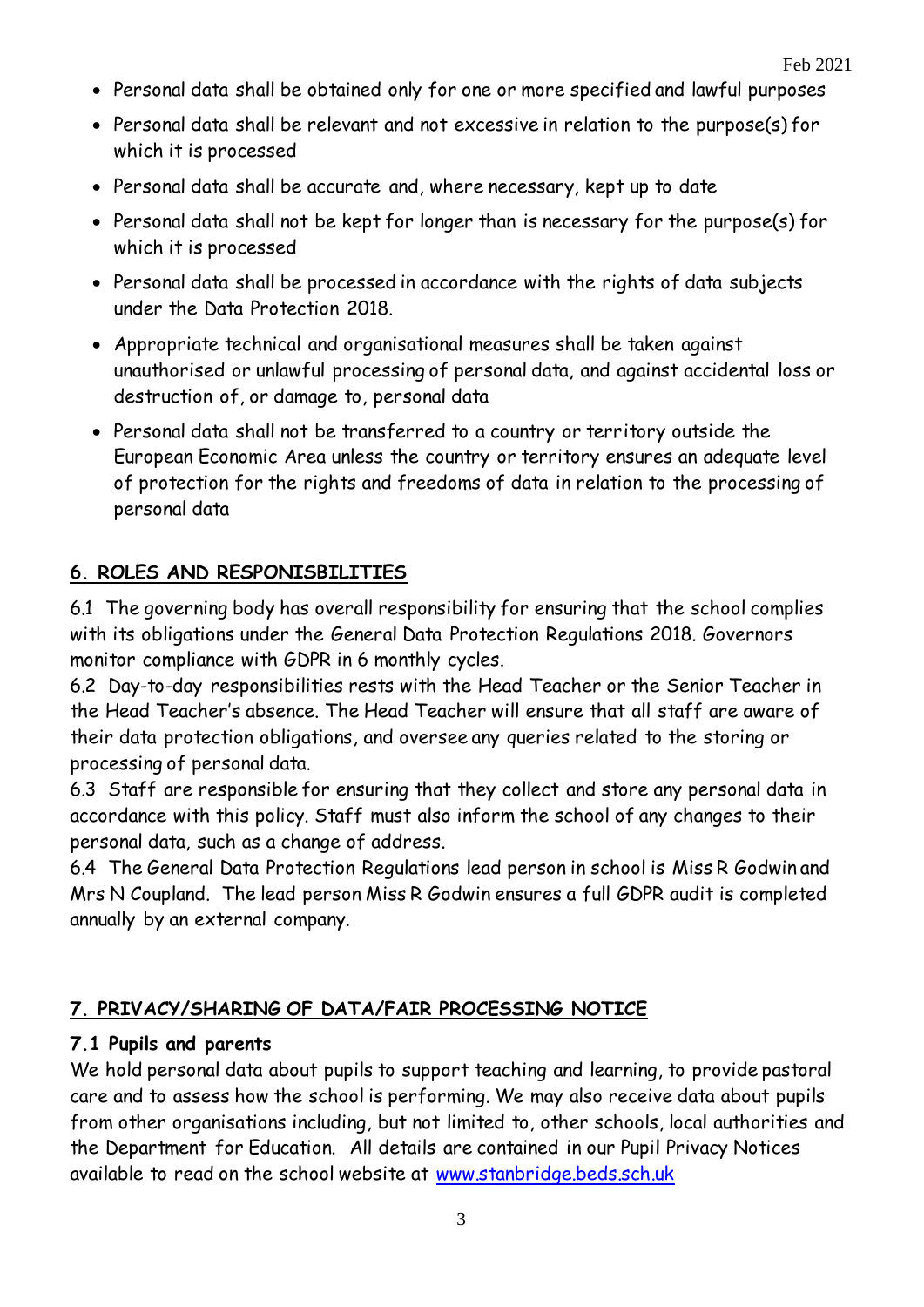- Personal data shall be obtained only for one or more specified and lawful purposes
- Personal data shall be relevant and not excessive in relation to the purpose(s) for which it is processed
- Personal data shall be accurate and, where necessary, kept up to date
- Personal data shall not be kept for longer than is necessary for the purpose(s) for which it is processed
- Personal data shall be processed in accordance with the rights of data subjects under the Data Protection 2018.
- Appropriate technical and organisational measures shall be taken against unauthorised or unlawful processing of personal data, and against accidental loss or destruction of, or damage to, personal data
- Personal data shall not be transferred to a country or territory outside the European Economic Area unless the country or territory ensures an adequate level of protection for the rights and freedoms of data in relation to the processing of personal data

## 6. ROLES AND RESPONISBILITIES

6.1 The governing body has overall responsibility for ensuring that the school complies with its obligations under the General Data Protection Regulations 2018. Governors monitor compliance with GDPR in 6 monthly cycles.
6.2 Day-to-day responsibilities rests with the Head Teacher or the Senior Teacher in the Head Teacher's absence. The Head Teacher will ensure that all staff are aware of their data protection obligations, and oversee any queries related to the storing or processing of personal data.
6.3 Staff are responsible for ensuring that they collect and store any personal data in accordance with this policy. Staff must also inform the school of any changes to their personal data, such as a change of address.
6.4 The General Data Protection Regulations lead person in school is Miss R Godwin and Mrs N Coupland. The lead person Miss R Godwin ensures a full GDPR audit is completed annually by an external company.

## 7. PRIVACY/SHARING OF DATA/FAIR PROCESSING NOTICE

### 7.1 Pupils and parents

We hold personal data about pupils to support teaching and learning, to provide pastoral care and to assess how the school is performing. We may also receive data about pupils from other organisations including, but not limited to, other schools, local authorities and the Department for Education. All details are contained in our Pupil Privacy Notices available to read on the school website at [www.stanbridge.beds.sch.uk](www.stanbridge.beds.sch.uk)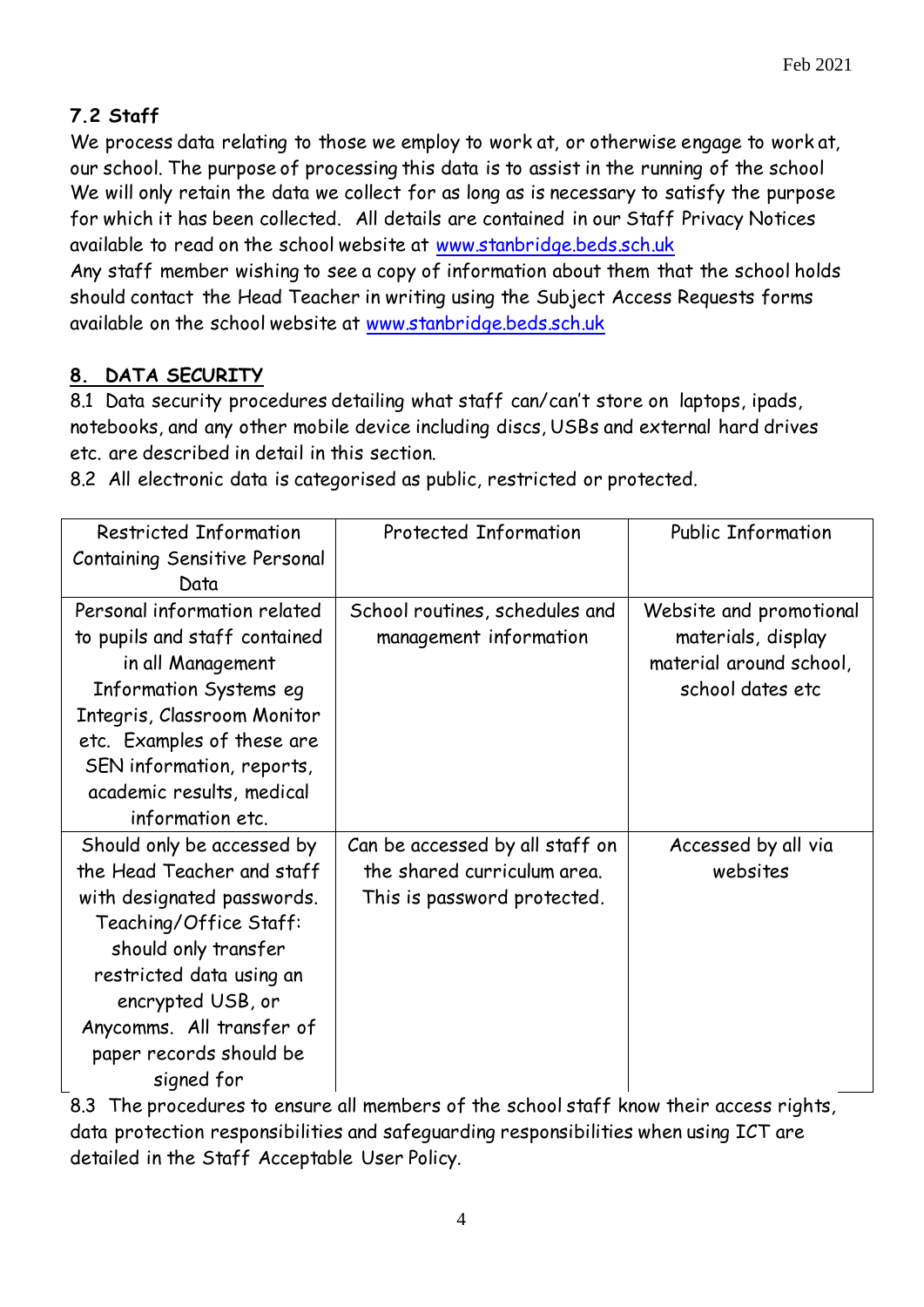### 7.2 Staff

We process data relating to those we employ to work at, or otherwise engage to work at, our school. The purpose of processing this data is to assist in the running of the school We will only retain the data we collect for as long as is necessary to satisfy the purpose for which it has been collected. All details are contained in our Staff Privacy Notices available to read on the school website at www.stanbridge.beds.sch.uk

Any staff member wishing to see a copy of information about them that the school holds should contact the Head Teacher in writing using the Subject Access Requests forms available on the school website at www.stanbridge.beds.sch.uk

## 8. DATA SECURITY

8.1 Data security procedures detailing what staff can/can't store on laptops, ipads, notebooks, and any other mobile device including discs, USBs and external hard drives etc. are described in detail in this section.

8.2 All electronic data is categorised as public, restricted or protected.

| Restricted Information Containing Sensitive Personal Data | Protected Information | Public Information |
|---|---|---|
| Personal information related to pupils and staff contained in all Management Information Systems eg Integris, Classroom Monitor etc. Examples of these are SEN information, reports, academic results, medical information etc. | School routines, schedules and management information | Website and promotional materials, display material around school, school dates etc |
| Should only be accessed by the Head Teacher and staff with designated passwords. Teaching/Office Staff: should only transfer restricted data using an encrypted USB, or Anycomms. All transfer of paper records should be signed for | Can be accessed by all staff on the shared curriculum area. This is password protected. | Accessed by all via websites |

8.3 The procedures to ensure all members of the school staff know their access rights, data protection responsibilities and safeguarding responsibilities when using ICT are detailed in the Staff Acceptable User Policy.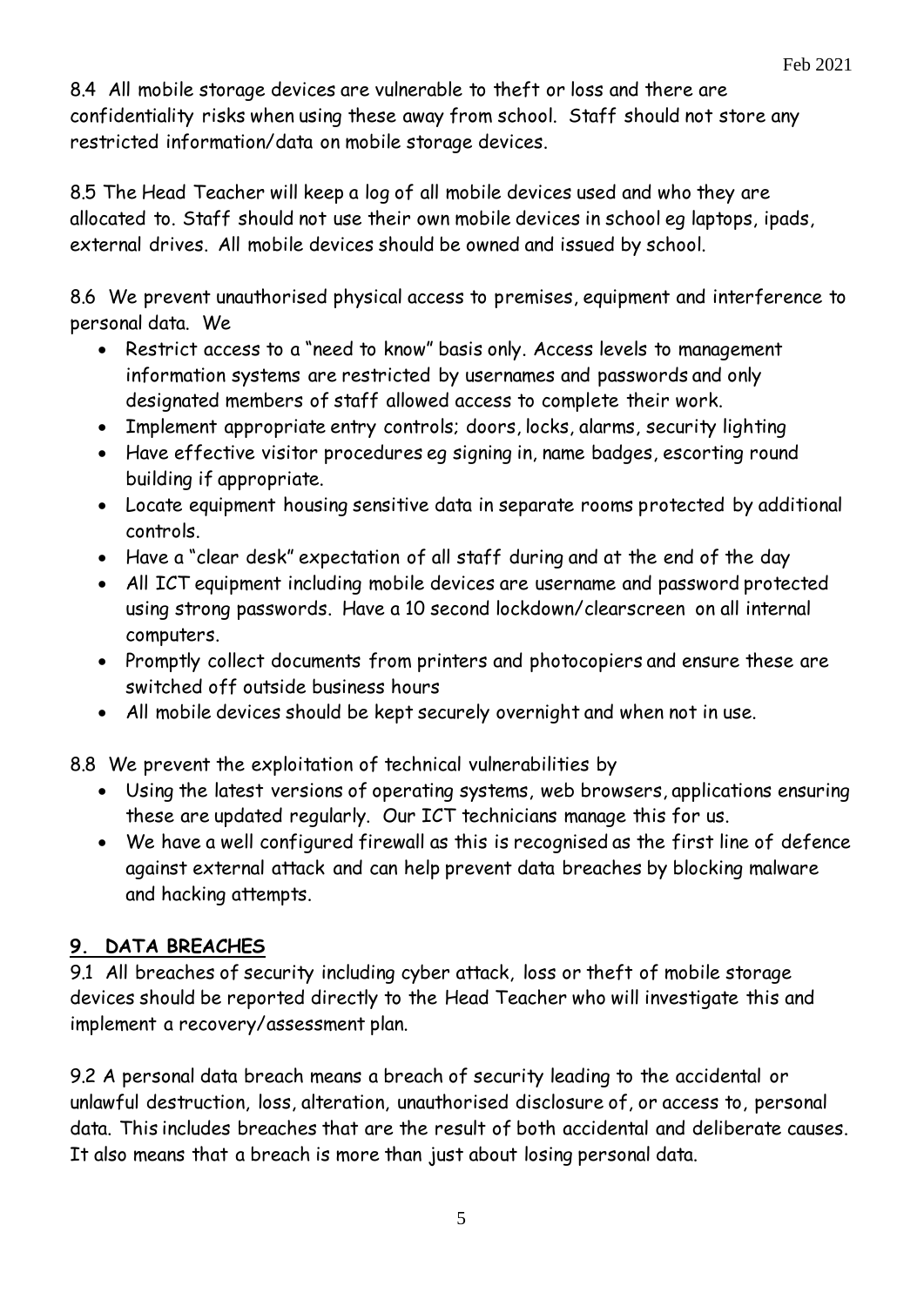8.4 All mobile storage devices are vulnerable to theft or loss and there are confidentiality risks when using these away from school. Staff should not store any restricted information/data on mobile storage devices.

8.5 The Head Teacher will keep a log of all mobile devices used and who they are allocated to. Staff should not use their own mobile devices in school eg laptops, ipads, external drives. All mobile devices should be owned and issued by school.

8.6 We prevent unauthorised physical access to premises, equipment and interference to personal data. We

- Restrict access to a "need to know" basis only. Access levels to management information systems are restricted by usernames and passwords and only designated members of staff allowed access to complete their work.
- Implement appropriate entry controls; doors, locks, alarms, security lighting
- Have effective visitor procedures eg signing in, name badges, escorting round building if appropriate.
- Locate equipment housing sensitive data in separate rooms protected by additional controls.
- Have a "clear desk" expectation of all staff during and at the end of the day
- All ICT equipment including mobile devices are username and password protected using strong passwords. Have a 10 second lockdown/clearscreen on all internal computers.
- Promptly collect documents from printers and photocopiers and ensure these are switched off outside business hours
- All mobile devices should be kept securely overnight and when not in use.

8.8 We prevent the exploitation of technical vulnerabilities by

- Using the latest versions of operating systems, web browsers, applications ensuring these are updated regularly. Our ICT technicians manage this for us.
- We have a well configured firewall as this is recognised as the first line of defence against external attack and can help prevent data breaches by blocking malware and hacking attempts.

## 9. DATA BREACHES

9.1 All breaches of security including cyber attack, loss or theft of mobile storage devices should be reported directly to the Head Teacher who will investigate this and implement a recovery/assessment plan.

9.2 A personal data breach means a breach of security leading to the accidental or unlawful destruction, loss, alteration, unauthorised disclosure of, or access to, personal data. This includes breaches that are the result of both accidental and deliberate causes. It also means that a breach is more than just about losing personal data.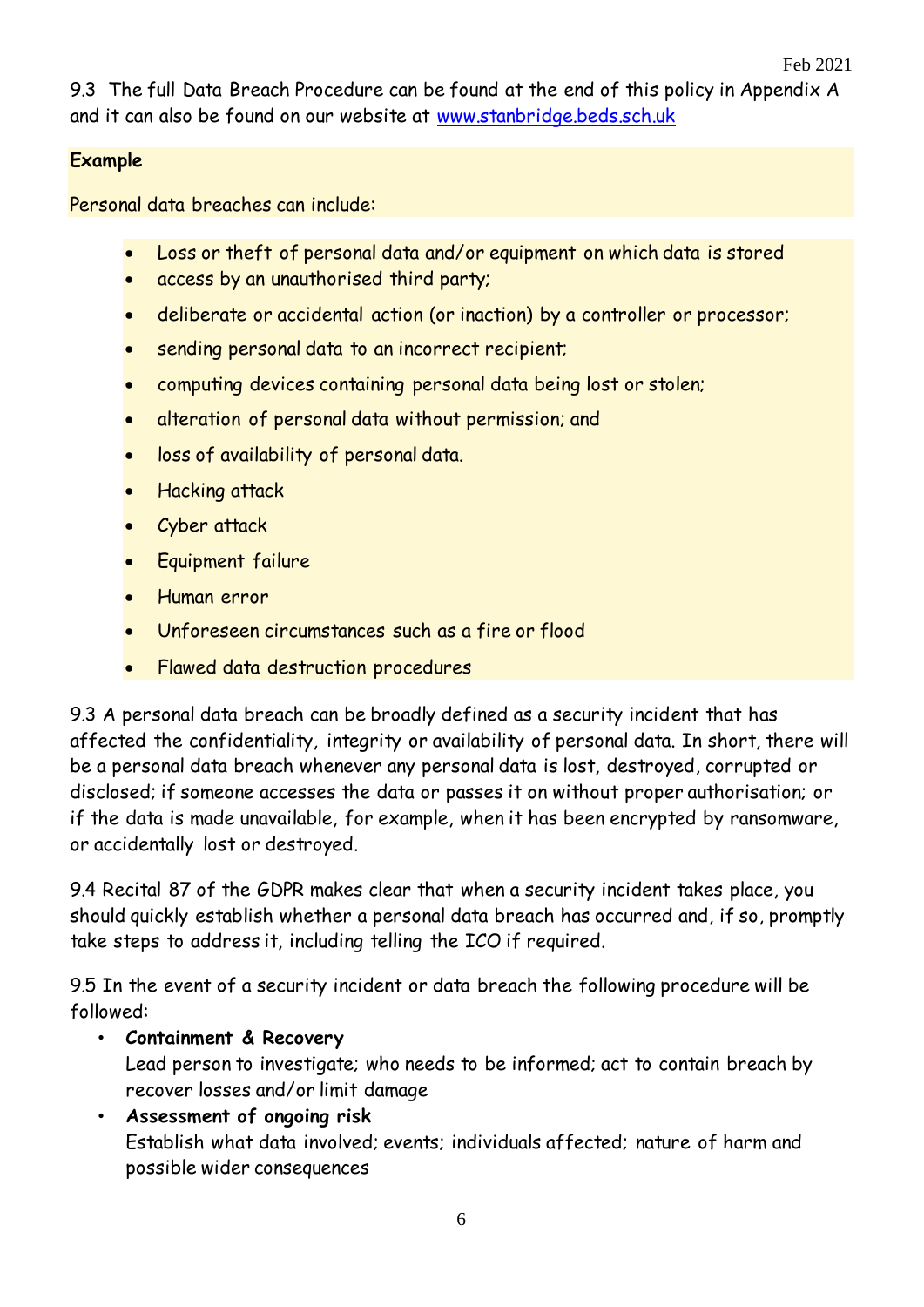9.3 The full Data Breach Procedure can be found at the end of this policy in Appendix A and it can also be found on our website at [www.stanbridge.beds.sch.uk](http://www.stanbridge.beds.sch.uk)

**Example**

Personal data breaches can include:

- Loss or theft of personal data and/or equipment on which data is stored
- access by an unauthorised third party;
- deliberate or accidental action (or inaction) by a controller or processor;
- sending personal data to an incorrect recipient;
- computing devices containing personal data being lost or stolen;
- alteration of personal data without permission; and
- loss of availability of personal data.
- Hacking attack
- Cyber attack
- Equipment failure
- Human error
- Unforeseen circumstances such as a fire or flood
- Flawed data destruction procedures

9.3 A personal data breach can be broadly defined as a security incident that has affected the confidentiality, integrity or availability of personal data. In short, there will be a personal data breach whenever any personal data is lost, destroyed, corrupted or disclosed; if someone accesses the data or passes it on without proper authorisation; or if the data is made unavailable, for example, when it has been encrypted by ransomware, or accidentally lost or destroyed.

9.4 Recital 87 of the GDPR makes clear that when a security incident takes place, you should quickly establish whether a personal data breach has occurred and, if so, promptly take steps to address it, including telling the ICO if required.

9.5 In the event of a security incident or data breach the following procedure will be followed:

- **Containment & Recovery**
  Lead person to investigate; who needs to be informed; act to contain breach by recover losses and/or limit damage
- **Assessment of ongoing risk**
  Establish what data involved; events; individuals affected; nature of harm and possible wider consequences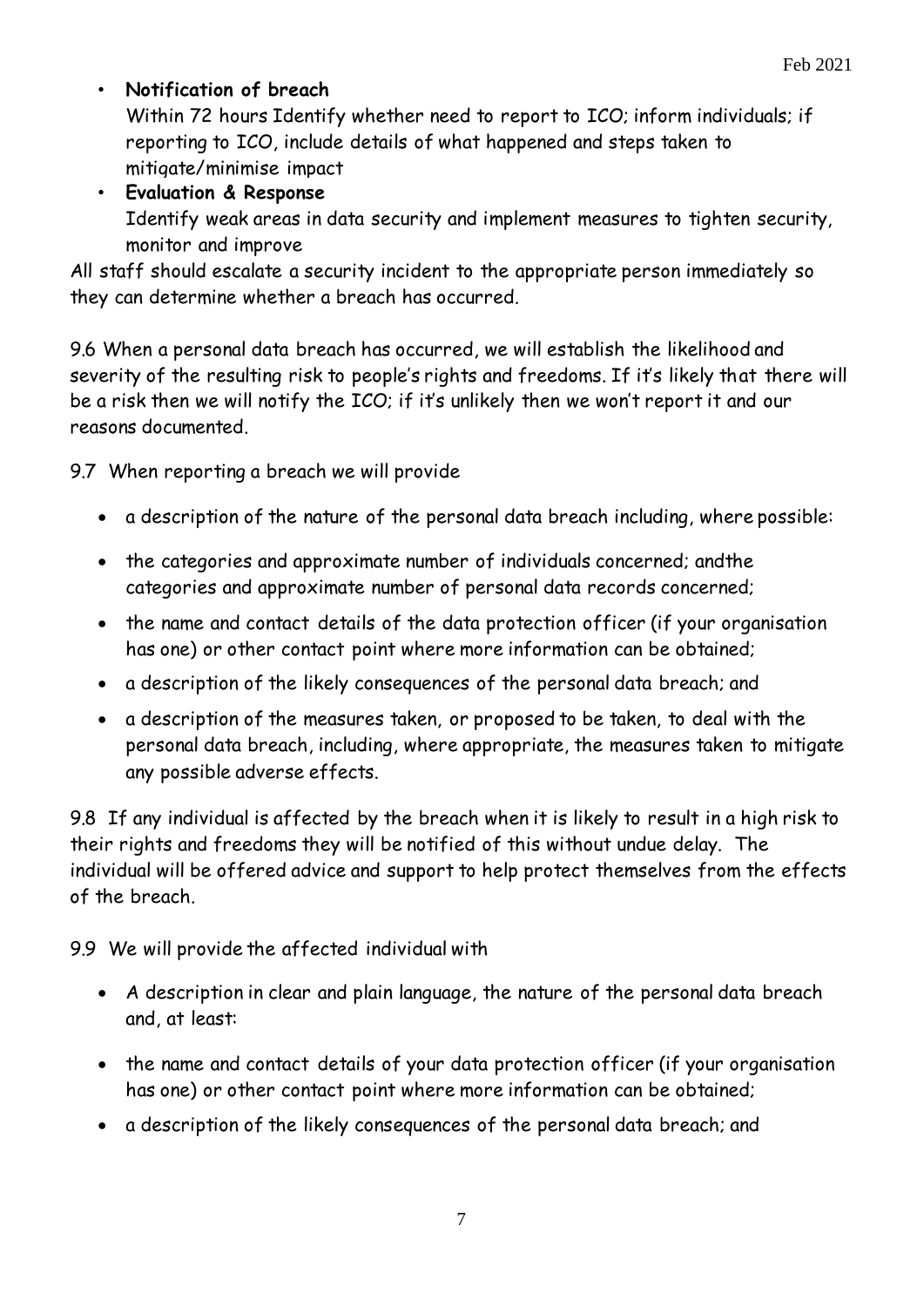- **Notification of breach**
  Within 72 hours Identify whether need to report to ICO; inform individuals; if reporting to ICO, include details of what happened and steps taken to mitigate/minimise impact
- **Evaluation & Response**
  Identify weak areas in data security and implement measures to tighten security, monitor and improve

All staff should escalate a security incident to the appropriate person immediately so they can determine whether a breach has occurred.

9.6 When a personal data breach has occurred, we will establish the likelihood and severity of the resulting risk to people's rights and freedoms. If it's likely that there will be a risk then we will notify the ICO; if it's unlikely then we won't report it and our reasons documented.

9.7 When reporting a breach we will provide

- a description of the nature of the personal data breach including, where possible:
- the categories and approximate number of individuals concerned; andthe categories and approximate number of personal data records concerned;
- the name and contact details of the data protection officer (if your organisation has one) or other contact point where more information can be obtained;
- a description of the likely consequences of the personal data breach; and
- a description of the measures taken, or proposed to be taken, to deal with the personal data breach, including, where appropriate, the measures taken to mitigate any possible adverse effects.

9.8 If any individual is affected by the breach when it is likely to result in a high risk to their rights and freedoms they will be notified of this without undue delay. The individual will be offered advice and support to help protect themselves from the effects of the breach.

9.9 We will provide the affected individual with

- A description in clear and plain language, the nature of the personal data breach and, at least:
- the name and contact details of your data protection officer (if your organisation has one) or other contact point where more information can be obtained;
- a description of the likely consequences of the personal data breach; and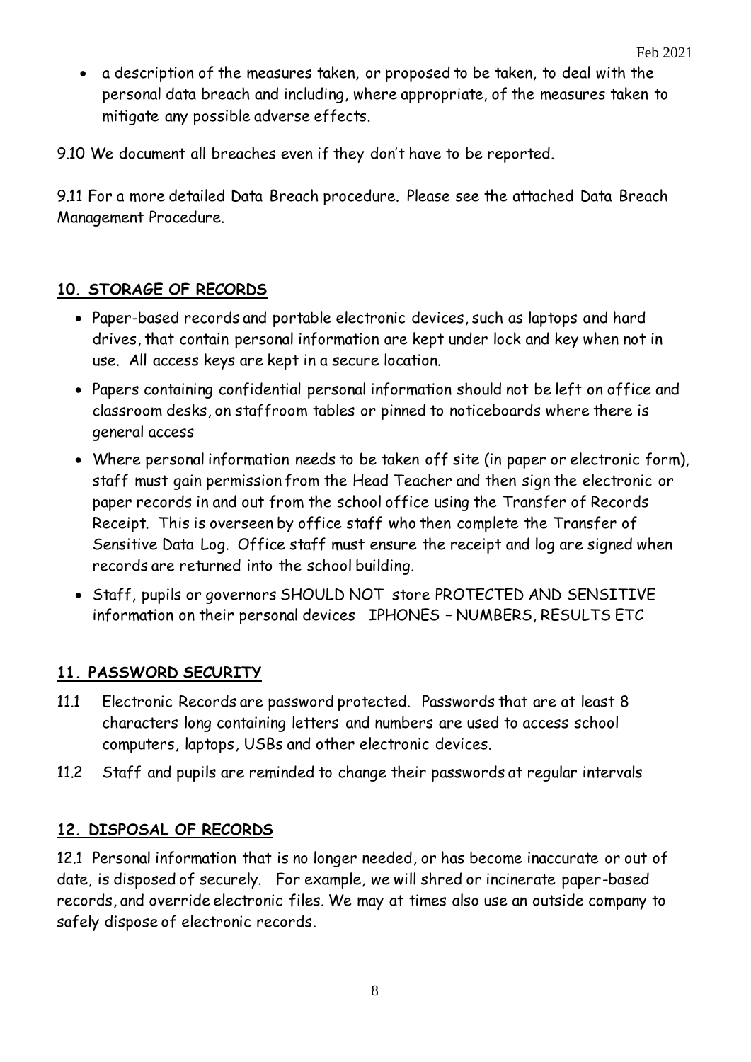- a description of the measures taken, or proposed to be taken, to deal with the personal data breach and including, where appropriate, of the measures taken to mitigate any possible adverse effects.

9.10 We document all breaches even if they don't have to be reported.

9.11 For a more detailed Data Breach procedure. Please see the attached Data Breach Management Procedure.

## 10. STORAGE OF RECORDS

- Paper-based records and portable electronic devices, such as laptops and hard drives, that contain personal information are kept under lock and key when not in use. All access keys are kept in a secure location.
- Papers containing confidential personal information should not be left on office and classroom desks, on staffroom tables or pinned to noticeboards where there is general access
- Where personal information needs to be taken off site (in paper or electronic form), staff must gain permission from the Head Teacher and then sign the electronic or paper records in and out from the school office using the Transfer of Records Receipt. This is overseen by office staff who then complete the Transfer of Sensitive Data Log. Office staff must ensure the receipt and log are signed when records are returned into the school building.
- Staff, pupils or governors SHOULD NOT store PROTECTED AND SENSITIVE information on their personal devices IPHONES – NUMBERS, RESULTS ETC

## 11. PASSWORD SECURITY

11.1 Electronic Records are password protected. Passwords that are at least 8 characters long containing letters and numbers are used to access school computers, laptops, USBs and other electronic devices.

11.2 Staff and pupils are reminded to change their passwords at regular intervals

## 12. DISPOSAL OF RECORDS

12.1 Personal information that is no longer needed, or has become inaccurate or out of date, is disposed of securely. For example, we will shred or incinerate paper-based records, and override electronic files. We may at times also use an outside company to safely dispose of electronic records.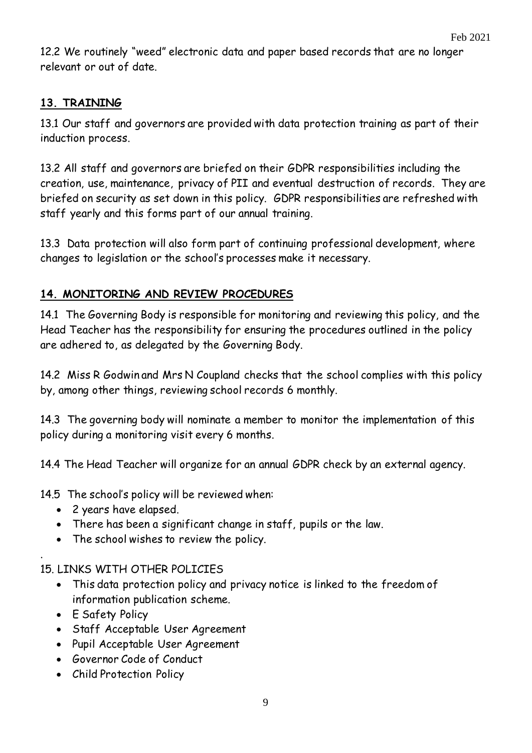12.2 We routinely "weed" electronic data and paper based records that are no longer relevant or out of date.

## 13. TRAINING

13.1 Our staff and governors are provided with data protection training as part of their induction process.

13.2 All staff and governors are briefed on their GDPR responsibilities including the creation, use, maintenance, privacy of PII and eventual destruction of records. They are briefed on security as set down in this policy. GDPR responsibilities are refreshed with staff yearly and this forms part of our annual training.

13.3 Data protection will also form part of continuing professional development, where changes to legislation or the school's processes make it necessary.

## 14. MONITORING AND REVIEW PROCEDURES

14.1 The Governing Body is responsible for monitoring and reviewing this policy, and the Head Teacher has the responsibility for ensuring the procedures outlined in the policy are adhered to, as delegated by the Governing Body.

14.2 Miss R Godwin and Mrs N Coupland checks that the school complies with this policy by, among other things, reviewing school records 6 monthly.

14.3 The governing body will nominate a member to monitor the implementation of this policy during a monitoring visit every 6 months.

14.4 The Head Teacher will organize for an annual GDPR check by an external agency.

14.5 The school's policy will be reviewed when:

- 2 years have elapsed.
- There has been a significant change in staff, pupils or the law.
- The school wishes to review the policy.

15. LINKS WITH OTHER POLICIES

- This data protection policy and privacy notice is linked to the freedom of information publication scheme.
- E Safety Policy
- Staff Acceptable User Agreement
- Pupil Acceptable User Agreement
- Governor Code of Conduct
- Child Protection Policy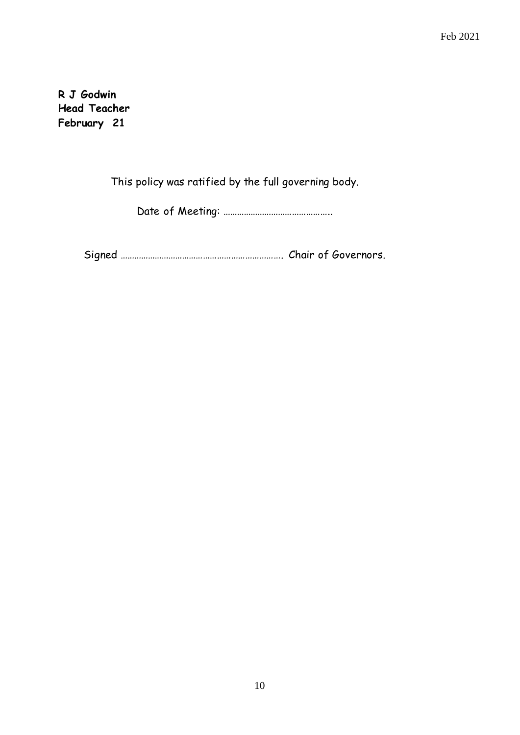**R J Godwin**
**Head Teacher**
**February 21**

This policy was ratified by the full governing body.

Date of Meeting: ……………………………………..

Signed ……………………………………………………………. Chair of Governors.